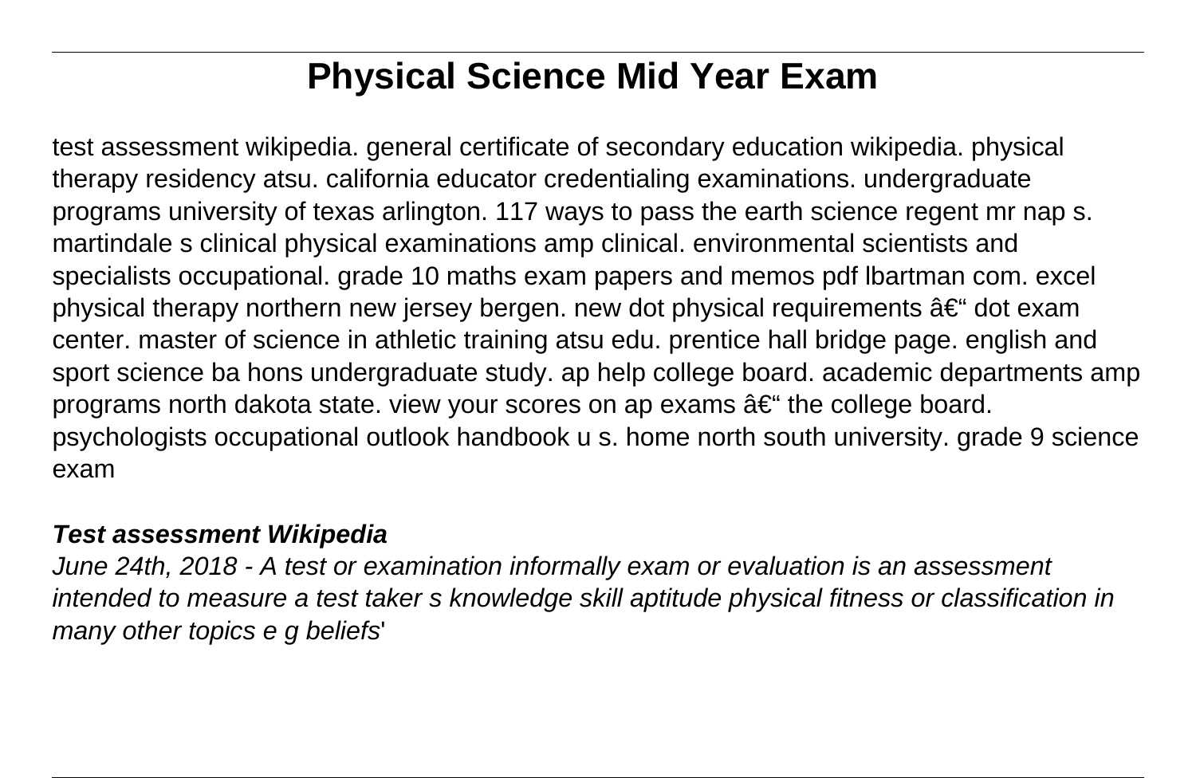# Physical Science Mid Year Exam

test assessment wikipedia. general certificate of secondary education wikipedia. physical therapy residency atsu. california educator credentialing examinations. undergraduate programs university of texas arlington. 117 ways to pass the earth science regent mr nap s. martindale s clinical physical examinations amp clinical. environmental scientists and specialists occupational. grade 10 maths exam papers and memos pdf lbartman com. excel physical therapy northern new jersey bergen. new dot physical requirements â€“ dot exam center. master of science in athletic training atsu edu. prentice hall bridge page. english and sport science ba hons undergraduate study. ap help college board. academic departments amp programs north dakota state. view your scores on ap exams â€“ the college board. psychologists occupational outlook handbook u s. home north south university. grade 9 science exam

***Test assessment Wikipedia***

*June 24th, 2018 - A test or examination informally exam or evaluation is an assessment intended to measure a test taker s knowledge skill aptitude physical fitness or classification in many other topics e g beliefs*'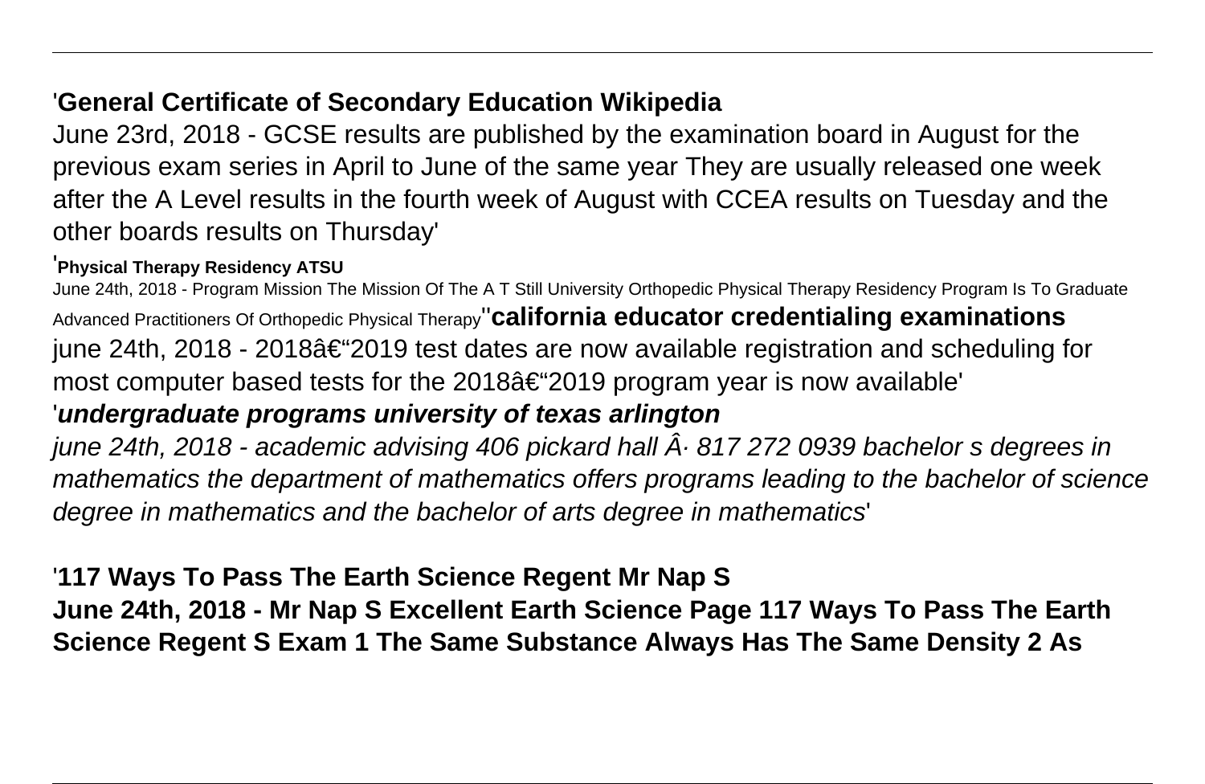'**General Certificate of Secondary Education Wikipedia**

June 23rd, 2018 - GCSE results are published by the examination board in August for the previous exam series in April to June of the same year They are usually released one week after the A Level results in the fourth week of August with CCEA results on Tuesday and the other boards results on Thursday'

'**Physical Therapy Residency ATSU**

June 24th, 2018 - Program Mission The Mission Of The A T Still University Orthopedic Physical Therapy Residency Program Is To Graduate Advanced Practitioners Of Orthopedic Physical Therapy''**california educator credentialing examinations**

june 24th, 2018 - 2018â€“2019 test dates are now available registration and scheduling for most computer based tests for the 2018â€“2019 program year is now available'

'***undergraduate programs university of texas arlington***

*june 24th, 2018 - academic advising 406 pickard hall Â· 817 272 0939 bachelor s degrees in mathematics the department of mathematics offers programs leading to the bachelor of science degree in mathematics and the bachelor of arts degree in mathematics*'

'**117 Ways To Pass The Earth Science Regent Mr Nap S**

**June 24th, 2018 - Mr Nap S Excellent Earth Science Page 117 Ways To Pass The Earth Science Regent S Exam 1 The Same Substance Always Has The Same Density 2 As**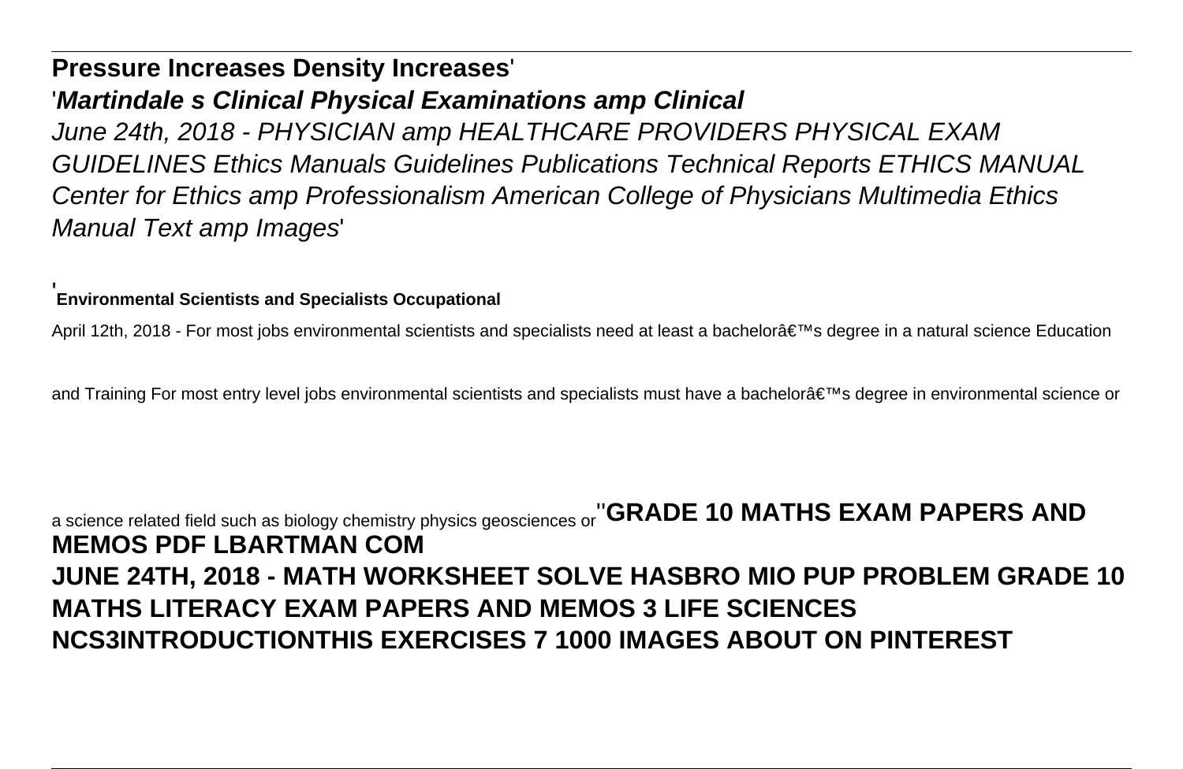**Pressure Increases Density Increases**'

'***Martindale s Clinical Physical Examinations amp Clinical***

*June 24th, 2018 - PHYSICIAN amp HEALTHCARE PROVIDERS PHYSICAL EXAM GUIDELINES Ethics Manuals Guidelines Publications Technical Reports ETHICS MANUAL Center for Ethics amp Professionalism American College of Physicians Multimedia Ethics Manual Text amp Images*'

'**Environmental Scientists and Specialists Occupational**

April 12th, 2018 - For most jobs environmental scientists and specialists need at least a bachelorâ€™s degree in a natural science Education and Training For most entry level jobs environmental scientists and specialists must have a bachelorâ€™s degree in environmental science or a science related field such as biology chemistry physics geosciences or''**GRADE 10 MATHS EXAM PAPERS AND MEMOS PDF LBARTMAN COM**

**JUNE 24TH, 2018 - MATH WORKSHEET SOLVE HASBRO MIO PUP PROBLEM GRADE 10 MATHS LITERACY EXAM PAPERS AND MEMOS 3 LIFE SCIENCES NCS3INTRODUCTIONTHIS EXERCISES 7 1000 IMAGES ABOUT ON PINTEREST**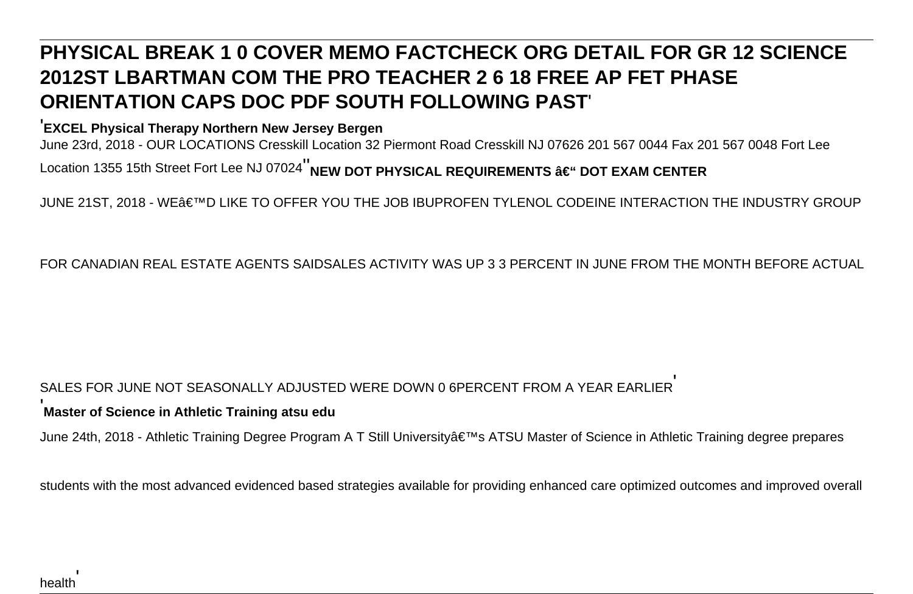# PHYSICAL BREAK 1 0 COVER MEMO FACTCHECK ORG DETAIL FOR GR 12 SCIENCE 2012ST LBARTMAN COM THE PRO TEACHER 2 6 18 FREE AP FET PHASE ORIENTATION CAPS DOC PDF SOUTH FOLLOWING PAST'

'**EXCEL Physical Therapy Northern New Jersey Bergen**

June 23rd, 2018 - OUR LOCATIONS Cresskill Location 32 Piermont Road Cresskill NJ 07626 201 567 0044 Fax 201 567 0048 Fort Lee Location 1355 15th Street Fort Lee NJ 07024''**NEW DOT PHYSICAL REQUIREMENTS â€" DOT EXAM CENTER**

JUNE 21ST, 2018 - WEâ€™D LIKE TO OFFER YOU THE JOB IBUPROFEN TYLENOL CODEINE INTERACTION THE INDUSTRY GROUP FOR CANADIAN REAL ESTATE AGENTS SAIDSALES ACTIVITY WAS UP 3 3 PERCENT IN JUNE FROM THE MONTH BEFORE ACTUAL SALES FOR JUNE NOT SEASONALLY ADJUSTED WERE DOWN 0 6PERCENT FROM A YEAR EARLIER'

'**Master of Science in Athletic Training atsu edu**

June 24th, 2018 - Athletic Training Degree Program A T Still Universityâ€™s ATSU Master of Science in Athletic Training degree prepares students with the most advanced evidenced based strategies available for providing enhanced care optimized outcomes and improved overall health'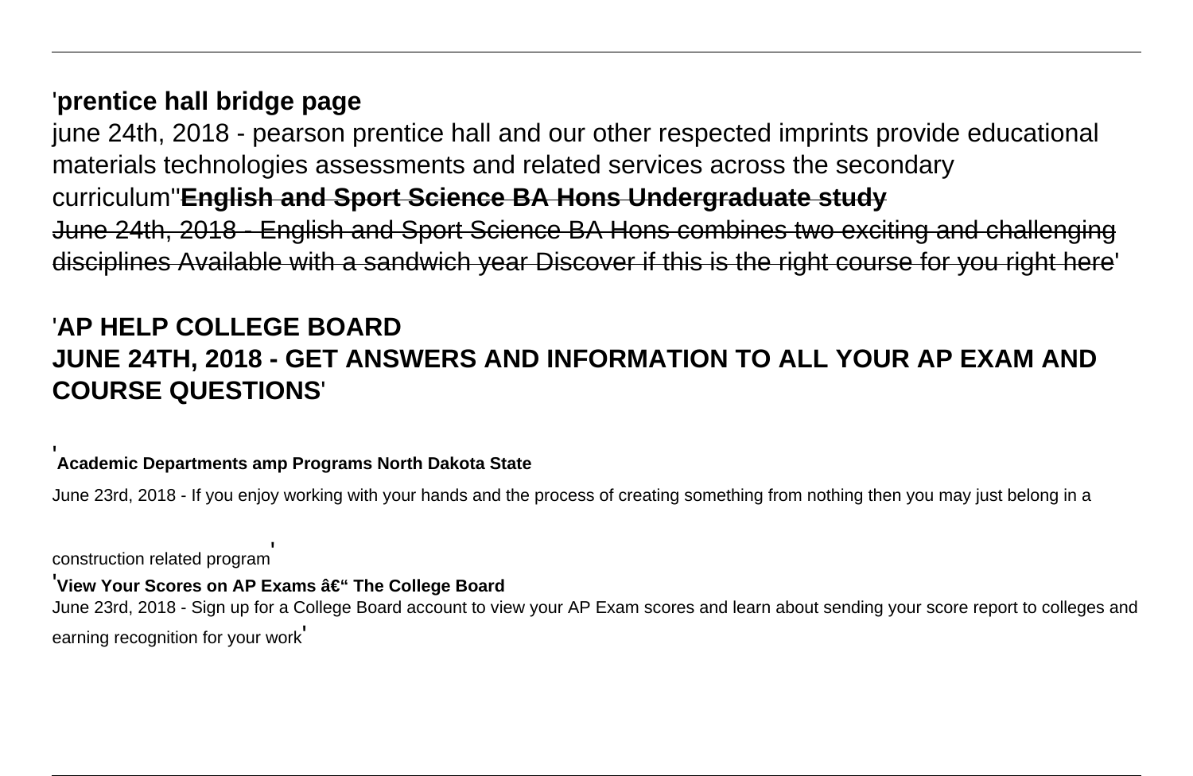'**prentice hall bridge page**

june 24th, 2018 - pearson prentice hall and our other respected imprints provide educational materials technologies assessments and related services across the secondary curriculum''**English and Sport Science BA Hons Undergraduate study**

June 24th, 2018 - English and Sport Science BA Hons combines two exciting and challenging disciplines Available with a sandwich year Discover if this is the right course for you right here'

'**AP HELP COLLEGE BOARD**

**JUNE 24TH, 2018 - GET ANSWERS AND INFORMATION TO ALL YOUR AP EXAM AND COURSE QUESTIONS**'

'**Academic Departments amp Programs North Dakota State**

June 23rd, 2018 - If you enjoy working with your hands and the process of creating something from nothing then you may just belong in a construction related program'

'**View Your Scores on AP Exams â€“ The College Board**

June 23rd, 2018 - Sign up for a College Board account to view your AP Exam scores and learn about sending your score report to colleges and earning recognition for your work'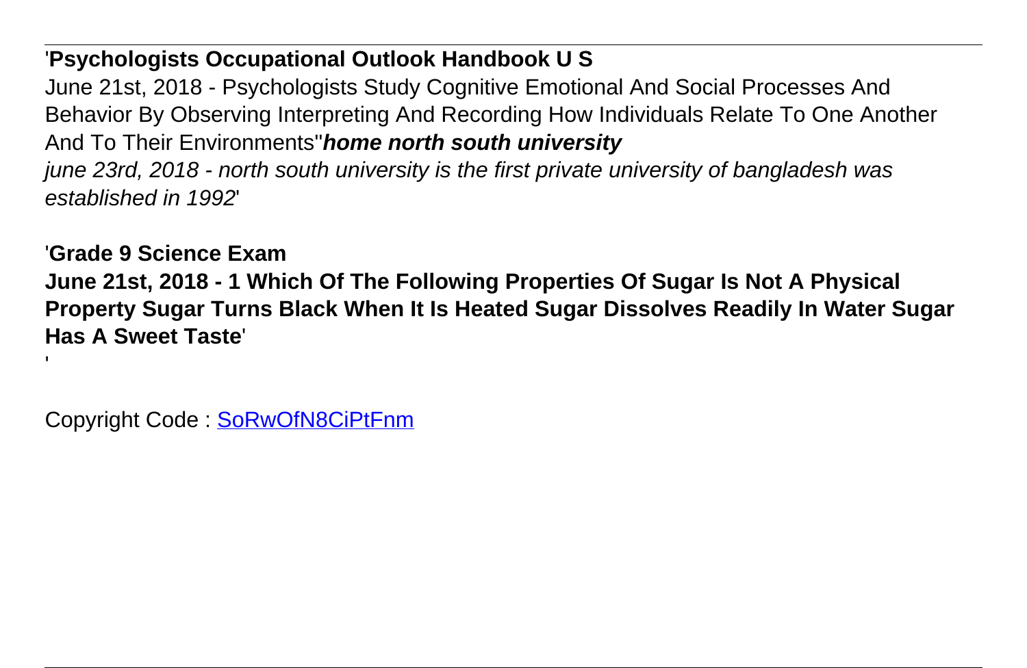'**Psychologists Occupational Outlook Handbook U S**
June 21st, 2018 - Psychologists Study Cognitive Emotional And Social Processes And Behavior By Observing Interpreting And Recording How Individuals Relate To One Another And To Their Environments''***home north south university***
*june 23rd, 2018 - north south university is the first private university of bangladesh was established in 1992*'

'**Grade 9 Science Exam**
**June 21st, 2018 - 1 Which Of The Following Properties Of Sugar Is Not A Physical Property Sugar Turns Black When It Is Heated Sugar Dissolves Readily In Water Sugar Has A Sweet Taste**'
'

Copyright Code : SoRwOfN8CiPtFnm